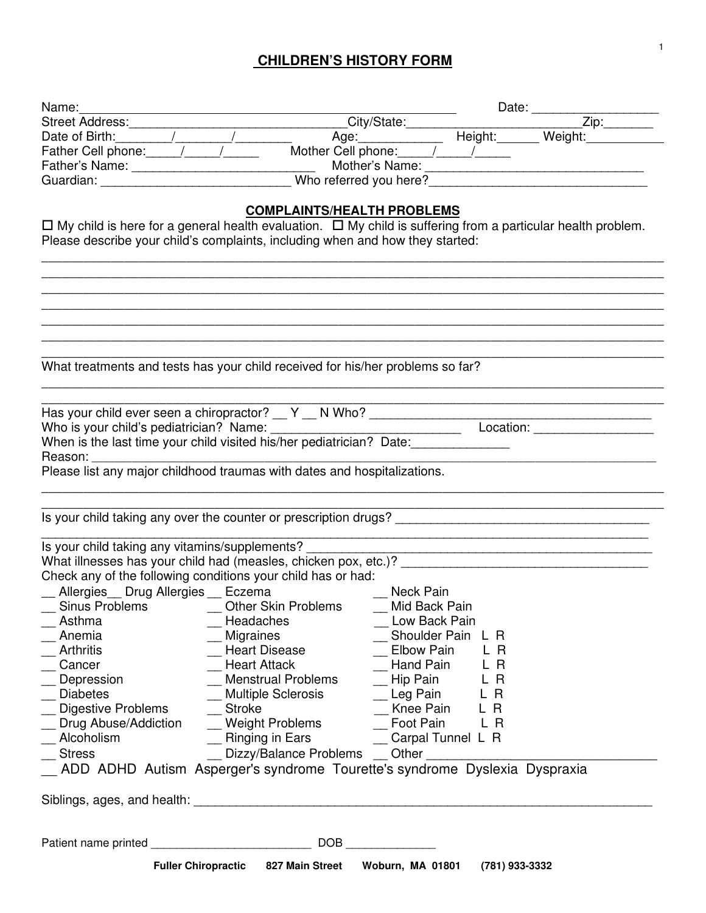# CHILDREN'S HISTORY FORM

Name:_________________________________________________ Date: _________________

Street Address:_______________________________City/State:__________________________Zip:_______

Date of Birth:________/________/________ Age:____________ Height:______ Weight:___________

Father Cell phone:_____/_____/_____ Mother Cell phone:_____/_____/_____

Father's Name: ___________________________ Mother's Name: ________________________________

Guardian: ___________________________ Who referred you here?_______________________________

## COMPLAINTS/HEALTH PROBLEMS

☐ My child is here for a general health evaluation. ☐ My child is suffering from a particular health problem.

Please describe your child's complaints, including when and how they started:

_____________________________________________________________________________________________

_____________________________________________________________________________________________

_____________________________________________________________________________________________

_____________________________________________________________________________________________

_____________________________________________________________________________________________

_____________________________________________________________________________________________

_____________________________________________________________________________________________

What treatments and tests has your child received for his/her problems so far?

_____________________________________________________________________________________________

_____________________________________________________________________________________________

Has your child ever seen a chiropractor? __ Y __ N Who? __________________________________________

Who is your child's pediatrician? Name: ____________________________ Location: _________________

When is the last time your child visited his/her pediatrician? Date:______________

Reason: ____________________________________________________________________________________

Please list any major childhood traumas with dates and hospitalizations.

_____________________________________________________________________________________________

_____________________________________________________________________________________________

Is your child taking any over the counter or prescription drugs? ____________________________________

_____________________________________________________________________________________________

Is your child taking any vitamins/supplements? _________________________________________________

What illnesses has your child had (measles, chicken pox, etc.)? ____________________________________

Check any of the following conditions your child has or had:

__ Allergies__ Drug Allergies __ Eczema __ Neck Pain

__ Sinus Problems __ Other Skin Problems __ Mid Back Pain

__ Asthma __ Headaches __ Low Back Pain

__ Anemia __ Migraines __ Shoulder Pain L R

__ Arthritis __ Heart Disease __ Elbow Pain L R

__ Cancer __ Heart Attack __ Hand Pain L R

__ Depression __ Menstrual Problems __ Hip Pain L R

__ Diabetes __ Multiple Sclerosis __ Leg Pain L R

__ Digestive Problems __ Stroke __ Knee Pain L R

__ Drug Abuse/Addiction __ Weight Problems __ Foot Pain L R

__ Alcoholism __ Ringing in Ears __ Carpal Tunnel L R

__ Stress __ Dizzy/Balance Problems __ Other ________________________________

__ ADD ADHD Autism Asperger's syndrome Tourette's syndrome Dyslexia Dyspraxia

Siblings, ages, and health: __________________________________________________________________

Patient name printed _________________________ DOB ______________

**Fuller Chiropractic 827 Main Street Woburn, MA 01801 (781) 933-3332**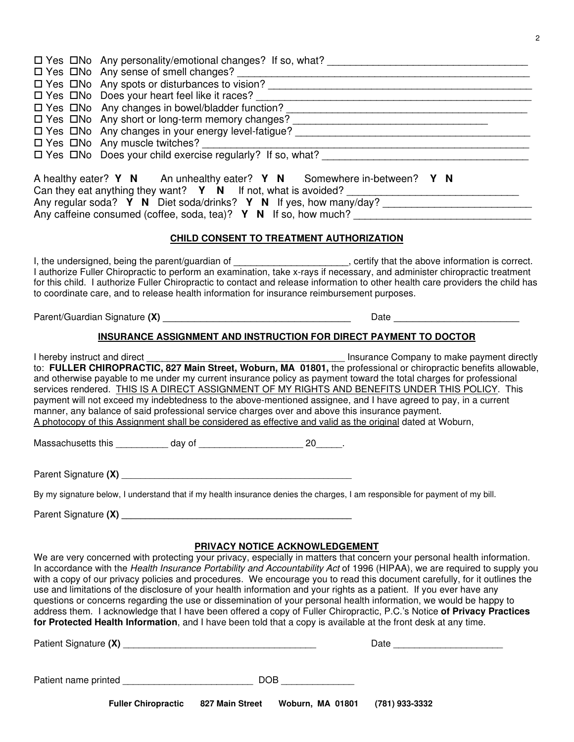☐ Yes ☐No Any personality/emotional changes? If so, what? ___________________________________

☐ Yes ☐No Any sense of smell changes? ___________________________________________________

☐ Yes ☐No Any spots or disturbances to vision? _____________________________________________

☐ Yes ☐No Does your heart feel like it races? _______________________________________________

☐ Yes ☐No Any changes in bowel/bladder function? __________________________________________

☐ Yes ☐No Any short or long-term memory changes? __________________________________

☐ Yes ☐No Any changes in your energy level-fatigue? _________________________________________

☐ Yes ☐No Any muscle twitches? _________________________________________________________

☐ Yes ☐No Does your child exercise regularly? If so, what? ____________________________________

A healthy eater? **Y N** An unhealthy eater? **Y N** Somewhere in-between? **Y N**

Can they eat anything they want? **Y N** If not, what is avoided? ______________________________

Any regular soda? **Y N** Diet soda/drinks? **Y N** If yes, how many/day? __________________________

Any caffeine consumed (coffee, soda, tea)? **Y N** If so, how much? _______________________________

## CHILD CONSENT TO TREATMENT AUTHORIZATION

I, the undersigned, being the parent/guardian of _____________________, certify that the above information is correct. I authorize Fuller Chiropractic to perform an examination, take x-rays if necessary, and administer chiropractic treatment for this child. I authorize Fuller Chiropractic to contact and release information to other health care providers the child has to coordinate care, and to release health information for insurance reimbursement purposes.

Parent/Guardian Signature **(X)** ____________________________________ Date ________________________

## INSURANCE ASSIGNMENT AND INSTRUCTION FOR DIRECT PAYMENT TO DOCTOR

I hereby instruct and direct _______________________________________ Insurance Company to make payment directly to: **FULLER CHIROPRACTIC, 827 Main Street, Woburn, MA 01801,** the professional or chiropractic benefits allowable, and otherwise payable to me under my current insurance policy as payment toward the total charges for professional services rendered. THIS IS A DIRECT ASSIGNMENT OF MY RIGHTS AND BENEFITS UNDER THIS POLICY. This payment will not exceed my indebtedness to the above-mentioned assignee, and I have agreed to pay, in a current manner, any balance of said professional service charges over and above this insurance payment. A photocopy of this Assignment shall be considered as effective and valid as the original dated at Woburn,

Massachusetts this __________ day of ____________________ 20_____.

Parent Signature **(X)** _______________________________________________

By my signature below, I understand that if my health insurance denies the charges, I am responsible for payment of my bill.

Parent Signature **(X)** _______________________________________________

## PRIVACY NOTICE ACKNOWLEDGEMENT

We are very concerned with protecting your privacy, especially in matters that concern your personal health information. In accordance with the *Health Insurance Portability and Accountability Act* of 1996 (HIPAA), we are required to supply you with a copy of our privacy policies and procedures. We encourage you to read this document carefully, for it outlines the use and limitations of the disclosure of your health information and your rights as a patient. If you ever have any questions or concerns regarding the use or dissemination of your personal health information, we would be happy to address them. I acknowledge that I have been offered a copy of Fuller Chiropractic, P.C.'s Notice **of Privacy Practices for Protected Health Information**, and I have been told that a copy is available at the front desk at any time.

Patient Signature **(X)** ______________________________________ Date _____________________

Patient name printed _________________________ DOB ______________

**Fuller Chiropractic 827 Main Street Woburn, MA 01801 (781) 933-3332**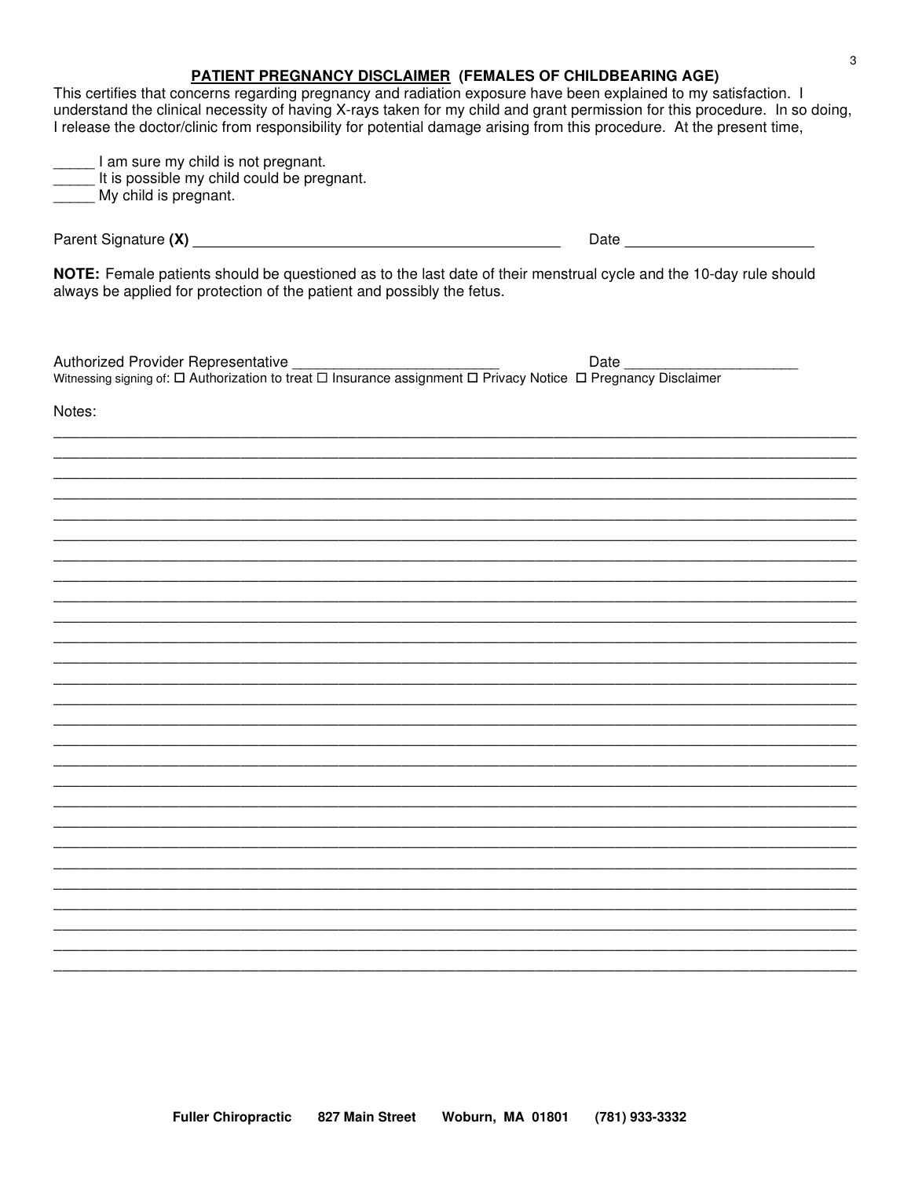## **PATIENT PREGNANCY DISCLAIMER (FEMALES OF CHILDBEARING AGE)**

This certifies that concerns regarding pregnancy and radiation exposure have been explained to my satisfaction. I understand the clinical necessity of having X-rays taken for my child and grant permission for this procedure. In so doing, I release the doctor/clinic from responsibility for potential damage arising from this procedure. At the present time,

_____ I am sure my child is not pregnant.
_____ It is possible my child could be pregnant.
_____ My child is pregnant.

Parent Signature **(X)** ____________________________________________ Date ______________________

**NOTE:** Female patients should be questioned as to the last date of their menstrual cycle and the 10-day rule should always be applied for protection of the patient and possibly the fetus.

Authorized Provider Representative _________________________ Date ____________________

Witnessing signing of: ☐ Authorization to treat ☐ Insurance assignment ☐ Privacy Notice ☐ Pregnancy Disclaimer

Notes:

____________________________________________________________________________________________
____________________________________________________________________________________________
____________________________________________________________________________________________
____________________________________________________________________________________________
____________________________________________________________________________________________
____________________________________________________________________________________________
____________________________________________________________________________________________
____________________________________________________________________________________________
____________________________________________________________________________________________
____________________________________________________________________________________________
____________________________________________________________________________________________
____________________________________________________________________________________________
____________________________________________________________________________________________
____________________________________________________________________________________________
____________________________________________________________________________________________
____________________________________________________________________________________________
____________________________________________________________________________________________
____________________________________________________________________________________________
____________________________________________________________________________________________
____________________________________________________________________________________________
____________________________________________________________________________________________
____________________________________________________________________________________________
____________________________________________________________________________________________
____________________________________________________________________________________________
____________________________________________________________________________________________
____________________________________________________________________________________________

**Fuller Chiropractic 827 Main Street Woburn, MA 01801 (781) 933-3332**